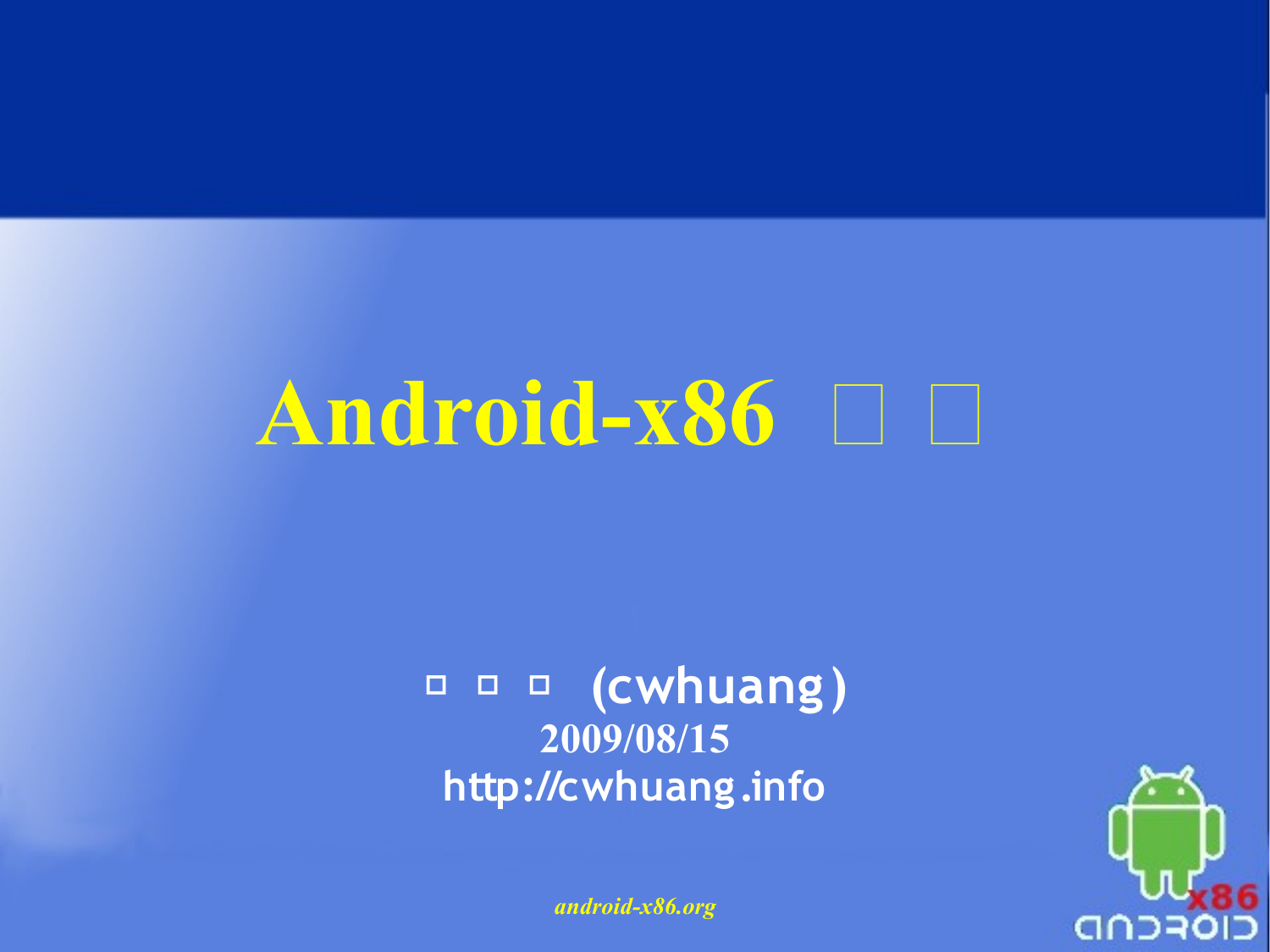# Android-x86 □ □

□ □ □ (cwhuang)

**2009/08/15**

http://cwhuang.info

*android-x86.org*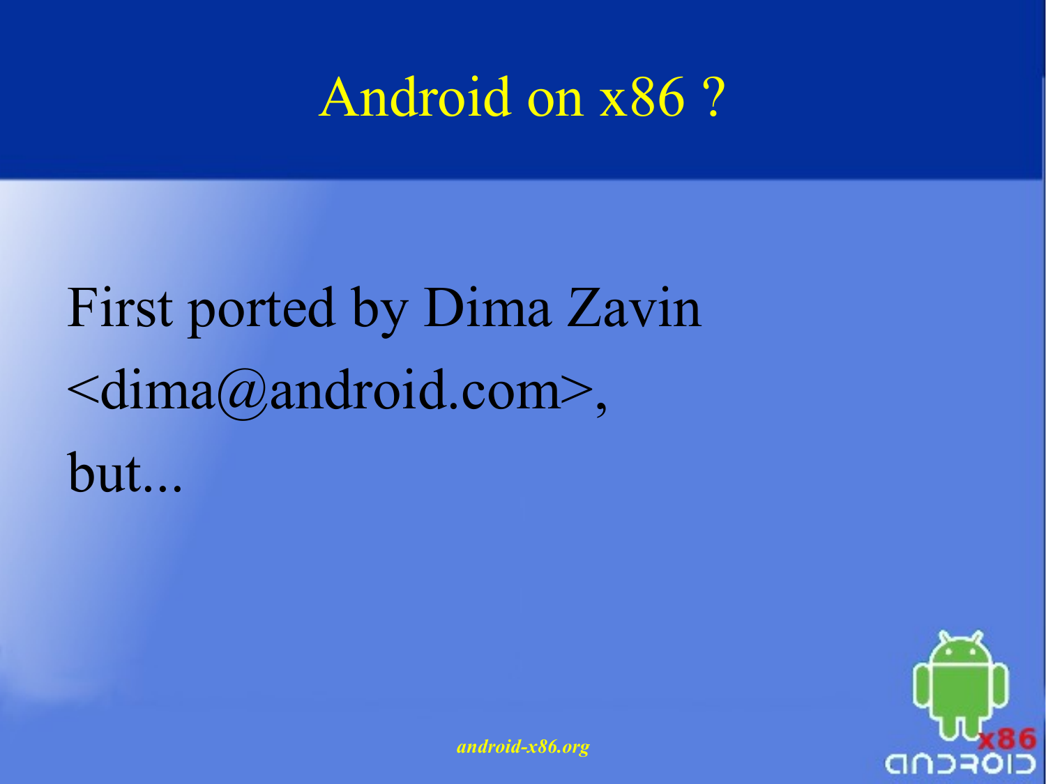# Android on x86 ?

First ported by Dima Zavin <dima@android.com>, but...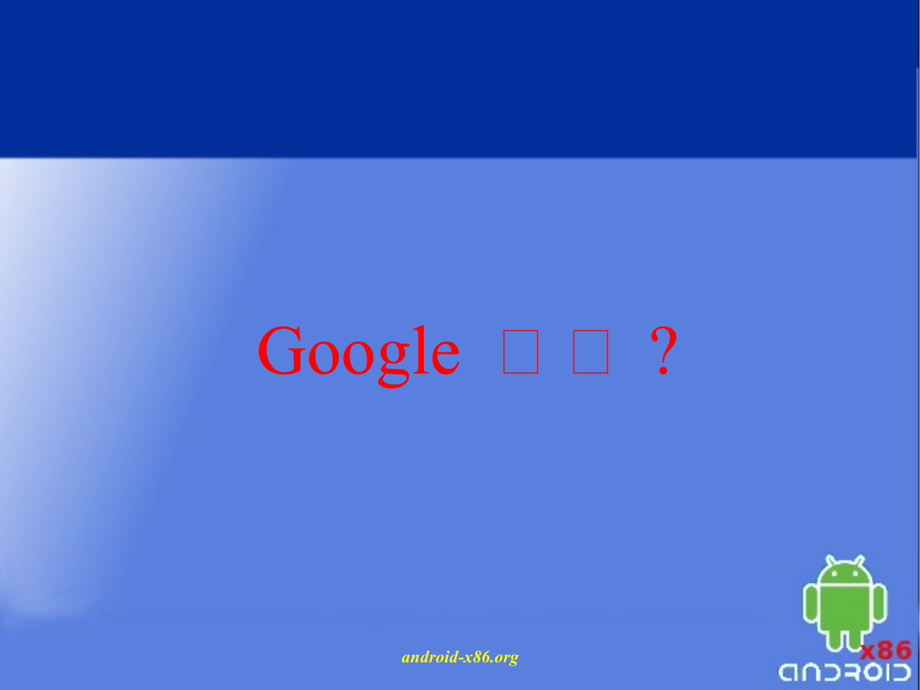# Google □ □ ?

*android-x86.org*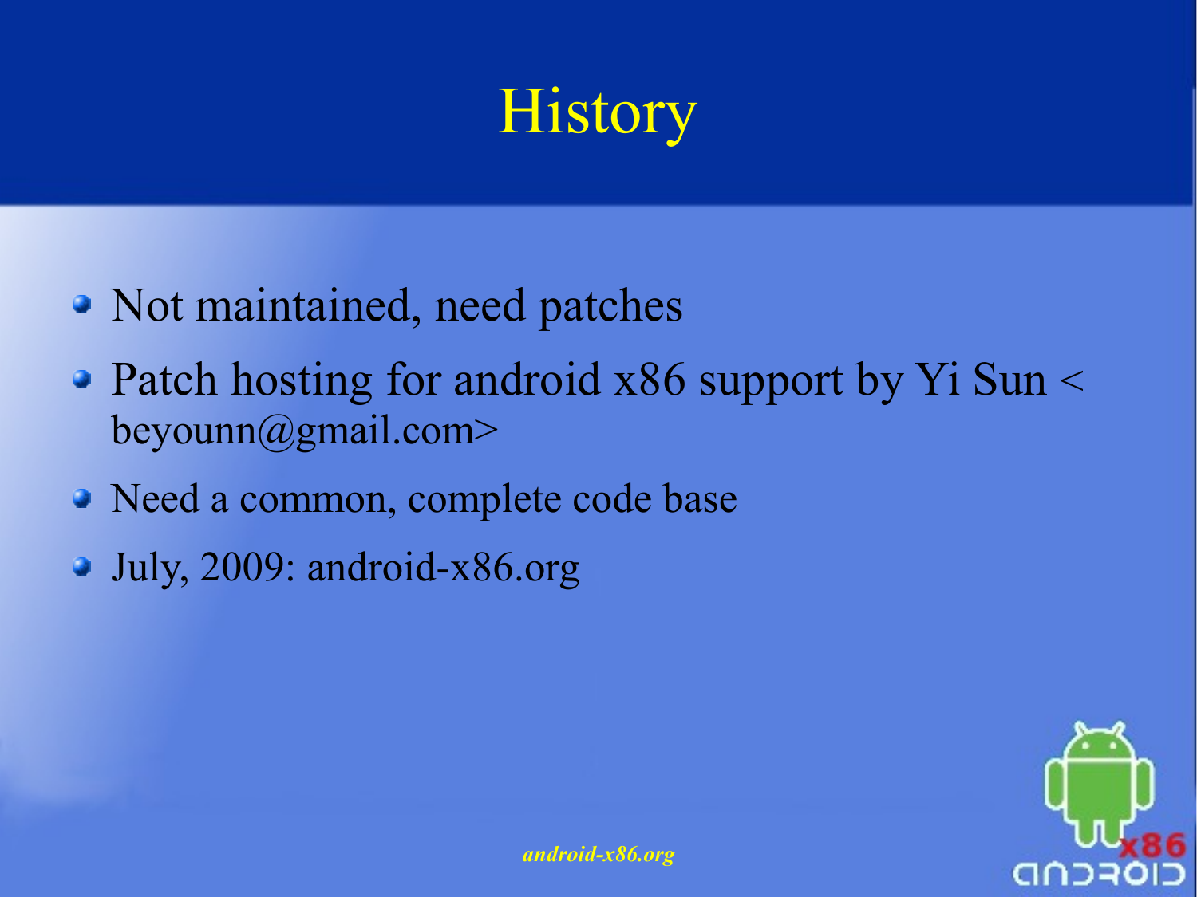# History

- Not maintained, need patches
- Patch hosting for android x86 support by Yi Sun < beyounn@gmail.com>
- Need a common, complete code base
- July, 2009: android-x86.org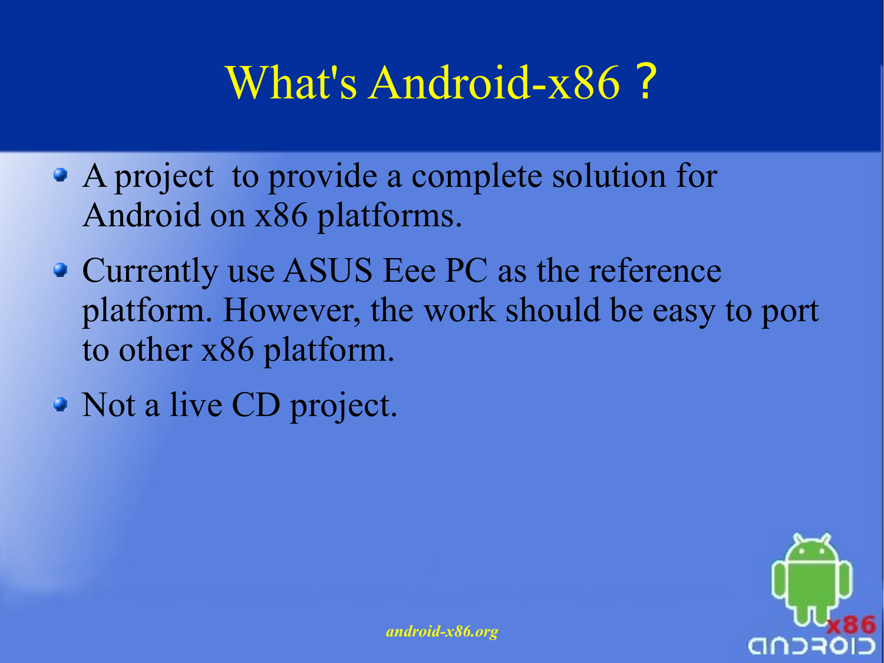# What's Android-x86 ?

- A project  to provide a complete solution for Android on x86 platforms.
- Currently use ASUS Eee PC as the reference platform. However, the work should be easy to port to other x86 platform.
- Not a live CD project.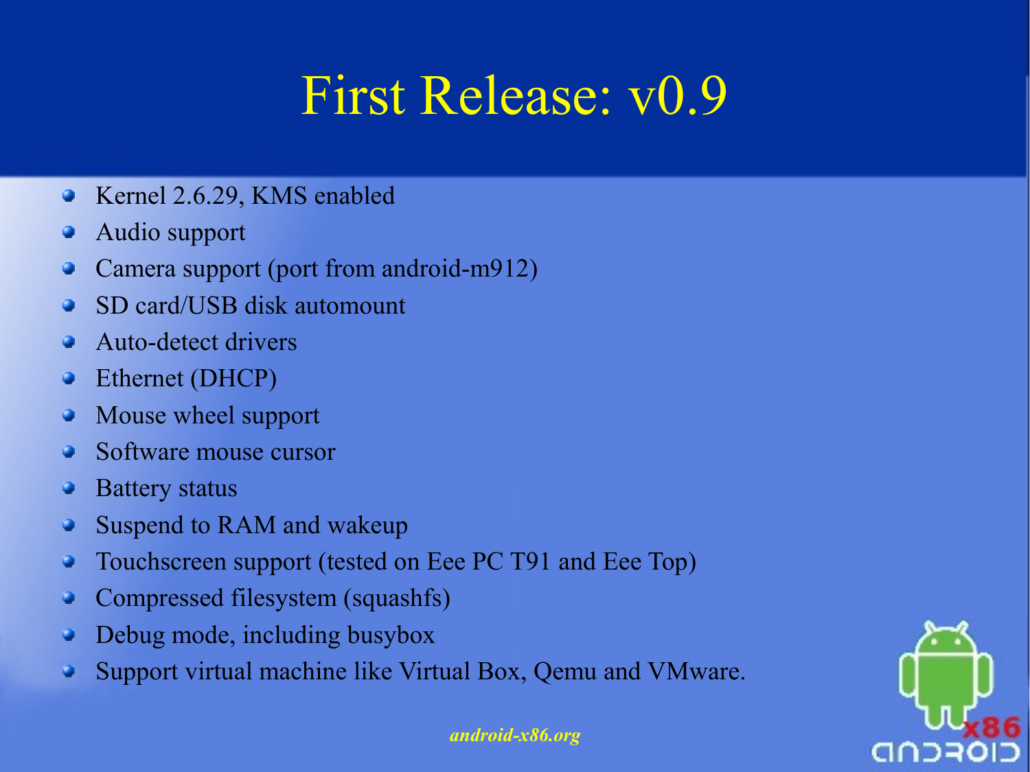# First Release: v0.9

- Kernel 2.6.29, KMS enabled
- Audio support
- Camera support (port from android-m912)
- SD card/USB disk automount
- Auto-detect drivers
- Ethernet (DHCP)
- Mouse wheel support
- Software mouse cursor
- Battery status
- Suspend to RAM and wakeup
- Touchscreen support (tested on Eee PC T91 and Eee Top)
- Compressed filesystem (squashfs)
- Debug mode, including busybox
- Support virtual machine like Virtual Box, Qemu and VMware.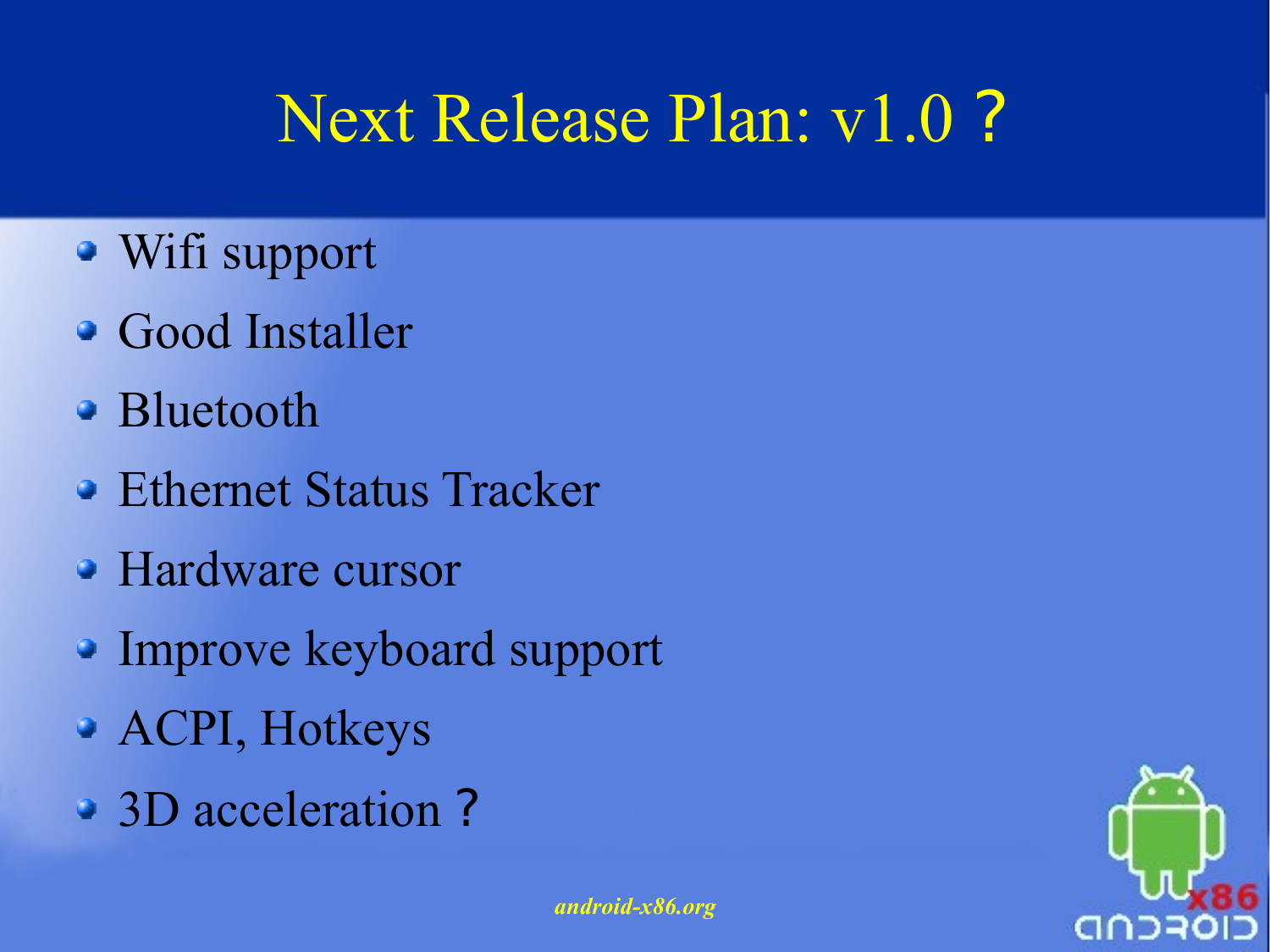# Next Release Plan: v1.0 ?

- Wifi support
- Good Installer
- Bluetooth
- Ethernet Status Tracker
- Hardware cursor
- Improve keyboard support
- ACPI, Hotkeys
- 3D acceleration ?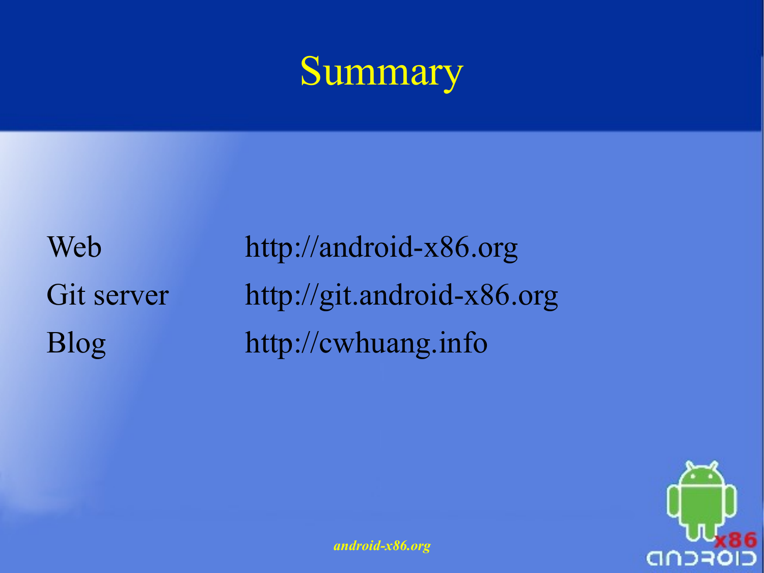# Summary

| | |
|---|---|
| Web | http://android-x86.org |
| Git server | http://git.android-x86.org |
| Blog | http://cwhuang.info |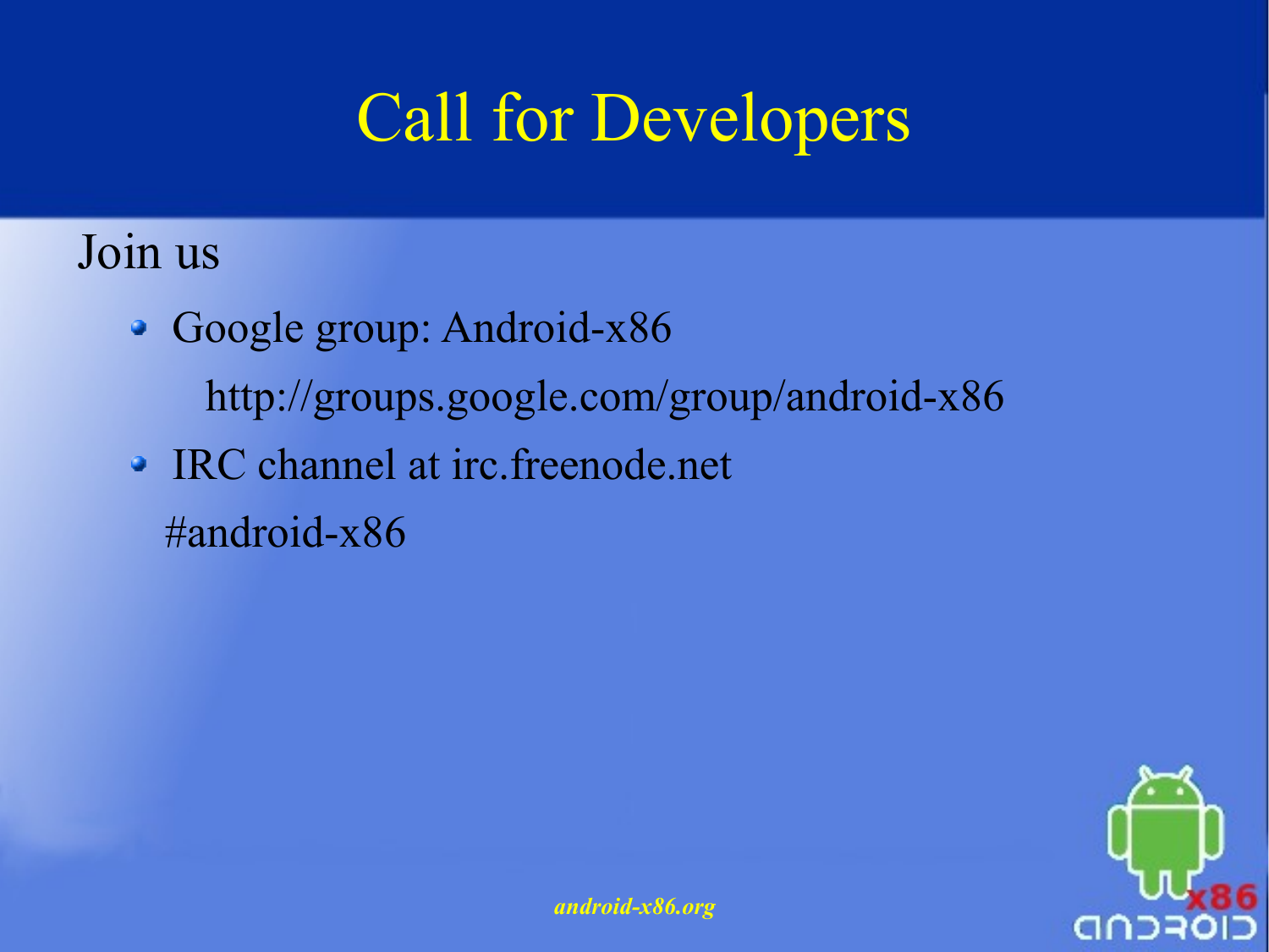# Call for Developers

Join us

- Google group: Android-x86
  http://groups.google.com/group/android-x86
- IRC channel at irc.freenode.net
  #android-x86

*android-x86.org*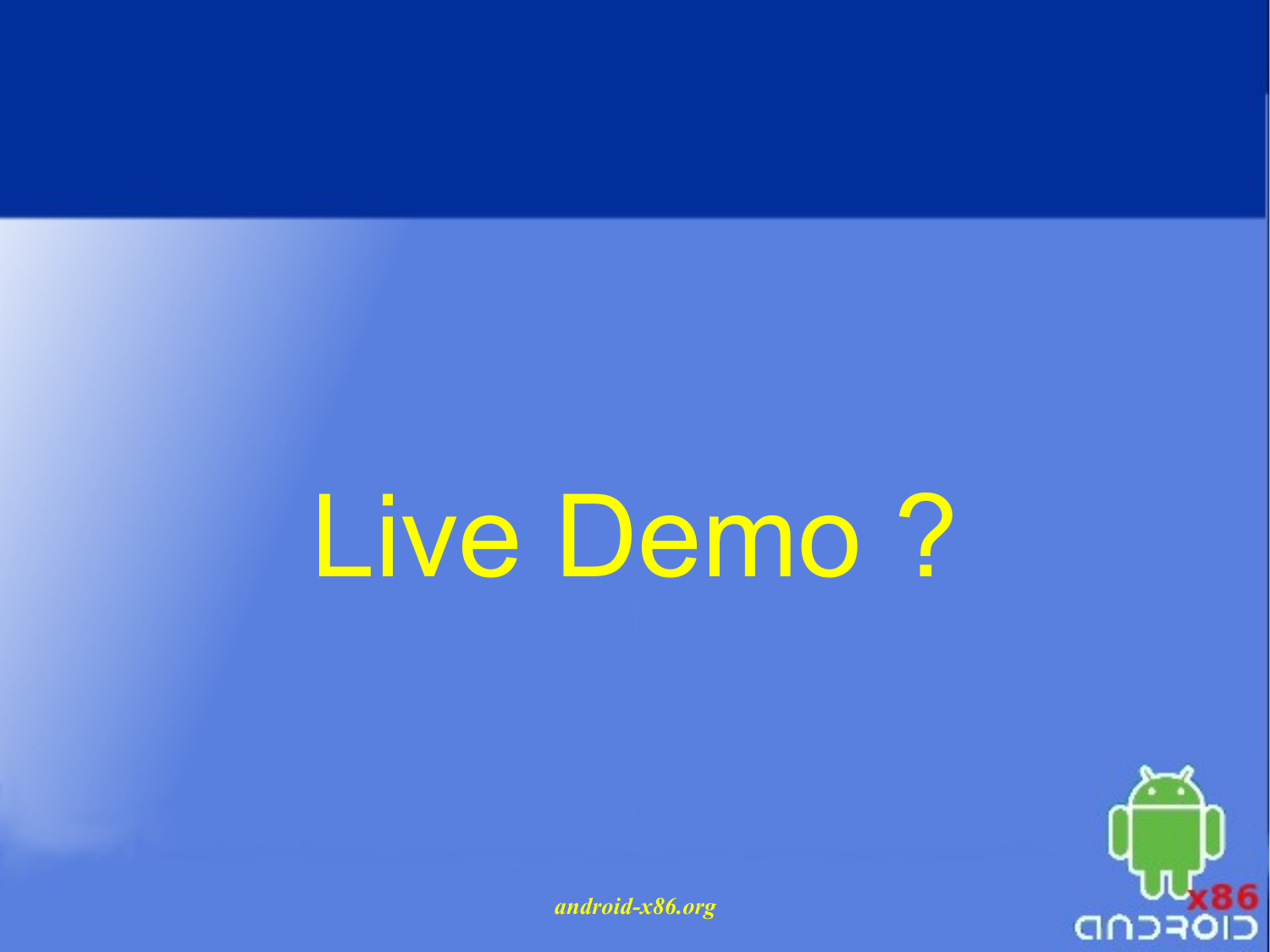# Live Demo ?